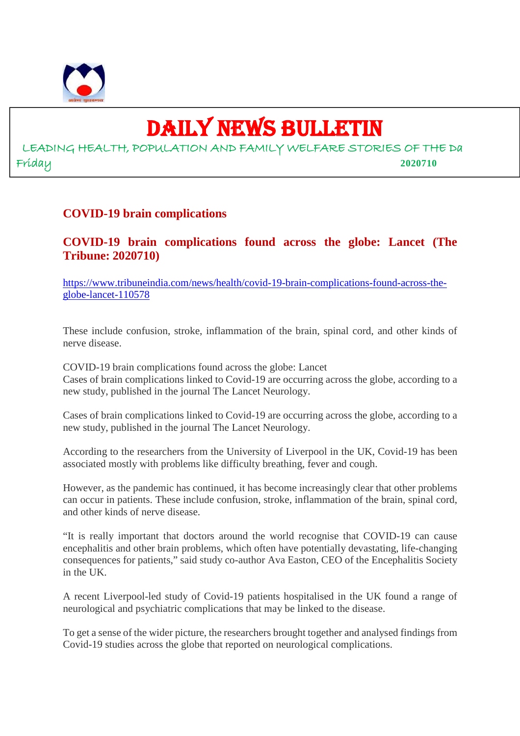# DAILY NEWS BULLETIN

LEADING HEALTH, POPULATION AND FAMILY WELFARE STORIES OF THE Da

Friday 2020710

## COVID-19 brain complications

## COVID-19 brain complications found across the globe: Lancet (The Tribune: 2020710)

https://www.tribuneindia.com/news/health/covid-19-brain-complications-found-across-the-globe-lancet-110578

These include confusion, stroke, inflammation of the brain, spinal cord, and other kinds of nerve disease.

COVID-19 brain complications found across the globe: Lancet
Cases of brain complications linked to Covid-19 are occurring across the globe, according to a new study, published in the journal The Lancet Neurology.

Cases of brain complications linked to Covid-19 are occurring across the globe, according to a new study, published in the journal The Lancet Neurology.

According to the researchers from the University of Liverpool in the UK, Covid-19 has been associated mostly with problems like difficulty breathing, fever and cough.

However, as the pandemic has continued, it has become increasingly clear that other problems can occur in patients. These include confusion, stroke, inflammation of the brain, spinal cord, and other kinds of nerve disease.

"It is really important that doctors around the world recognise that COVID-19 can cause encephalitis and other brain problems, which often have potentially devastating, life-changing consequences for patients," said study co-author Ava Easton, CEO of the Encephalitis Society in the UK.

A recent Liverpool-led study of Covid-19 patients hospitalised in the UK found a range of neurological and psychiatric complications that may be linked to the disease.

To get a sense of the wider picture, the researchers brought together and analysed findings from Covid-19 studies across the globe that reported on neurological complications.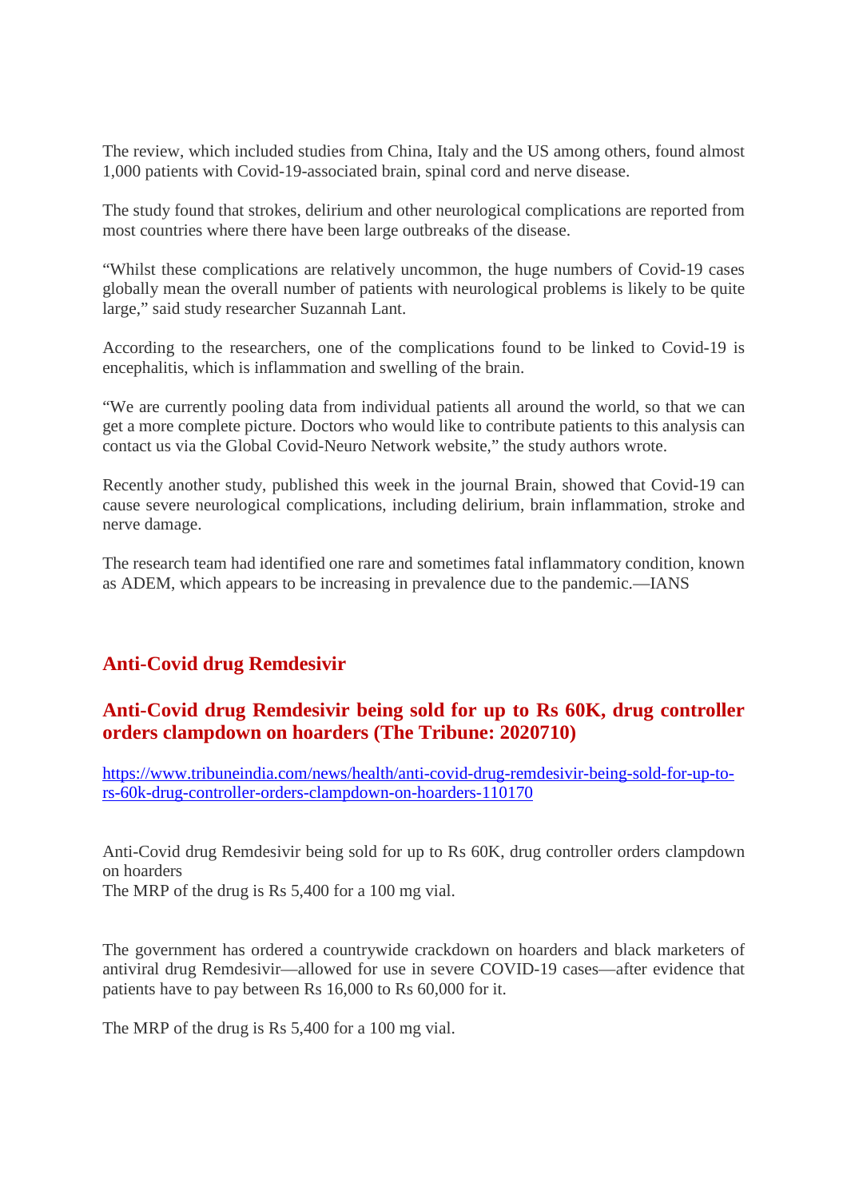The review, which included studies from China, Italy and the US among others, found almost 1,000 patients with Covid-19-associated brain, spinal cord and nerve disease.

The study found that strokes, delirium and other neurological complications are reported from most countries where there have been large outbreaks of the disease.

“Whilst these complications are relatively uncommon, the huge numbers of Covid-19 cases globally mean the overall number of patients with neurological problems is likely to be quite large,” said study researcher Suzannah Lant.

According to the researchers, one of the complications found to be linked to Covid-19 is encephalitis, which is inflammation and swelling of the brain.

“We are currently pooling data from individual patients all around the world, so that we can get a more complete picture. Doctors who would like to contribute patients to this analysis can contact us via the Global Covid-Neuro Network website,” the study authors wrote.

Recently another study, published this week in the journal Brain, showed that Covid-19 can cause severe neurological complications, including delirium, brain inflammation, stroke and nerve damage.

The research team had identified one rare and sometimes fatal inflammatory condition, known as ADEM, which appears to be increasing in prevalence due to the pandemic.—IANS

## Anti-Covid drug Remdesivir

### Anti-Covid drug Remdesivir being sold for up to Rs 60K, drug controller orders clampdown on hoarders (The Tribune: 2020710)

https://www.tribuneindia.com/news/health/anti-covid-drug-remdesivir-being-sold-for-up-to-rs-60k-drug-controller-orders-clampdown-on-hoarders-110170

Anti-Covid drug Remdesivir being sold for up to Rs 60K, drug controller orders clampdown on hoarders
The MRP of the drug is Rs 5,400 for a 100 mg vial.

The government has ordered a countrywide crackdown on hoarders and black marketers of antiviral drug Remdesivir—allowed for use in severe COVID-19 cases—after evidence that patients have to pay between Rs 16,000 to Rs 60,000 for it.

The MRP of the drug is Rs 5,400 for a 100 mg vial.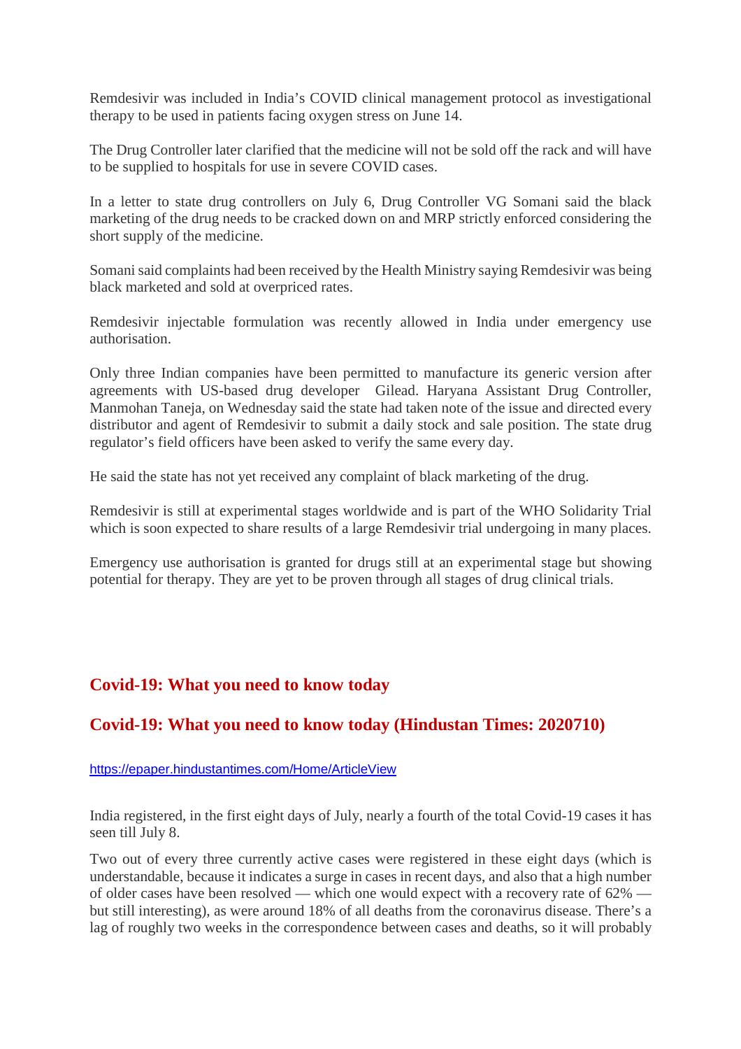Remdesivir was included in India's COVID clinical management protocol as investigational therapy to be used in patients facing oxygen stress on June 14.

The Drug Controller later clarified that the medicine will not be sold off the rack and will have to be supplied to hospitals for use in severe COVID cases.

In a letter to state drug controllers on July 6, Drug Controller VG Somani said the black marketing of the drug needs to be cracked down on and MRP strictly enforced considering the short supply of the medicine.

Somani said complaints had been received by the Health Ministry saying Remdesivir was being black marketed and sold at overpriced rates.

Remdesivir injectable formulation was recently allowed in India under emergency use authorisation.

Only three Indian companies have been permitted to manufacture its generic version after agreements with US-based drug developer Gilead. Haryana Assistant Drug Controller, Manmohan Taneja, on Wednesday said the state had taken note of the issue and directed every distributor and agent of Remdesivir to submit a daily stock and sale position. The state drug regulator's field officers have been asked to verify the same every day.

He said the state has not yet received any complaint of black marketing of the drug.

Remdesivir is still at experimental stages worldwide and is part of the WHO Solidarity Trial which is soon expected to share results of a large Remdesivir trial undergoing in many places.

Emergency use authorisation is granted for drugs still at an experimental stage but showing potential for therapy. They are yet to be proven through all stages of drug clinical trials.

## Covid-19: What you need to know today

## Covid-19: What you need to know today (Hindustan Times: 2020710)

https://epaper.hindustantimes.com/Home/ArticleView

India registered, in the first eight days of July, nearly a fourth of the total Covid-19 cases it has seen till July 8.

Two out of every three currently active cases were registered in these eight days (which is understandable, because it indicates a surge in cases in recent days, and also that a high number of older cases have been resolved — which one would expect with a recovery rate of 62% — but still interesting), as were around 18% of all deaths from the coronavirus disease. There's a lag of roughly two weeks in the correspondence between cases and deaths, so it will probably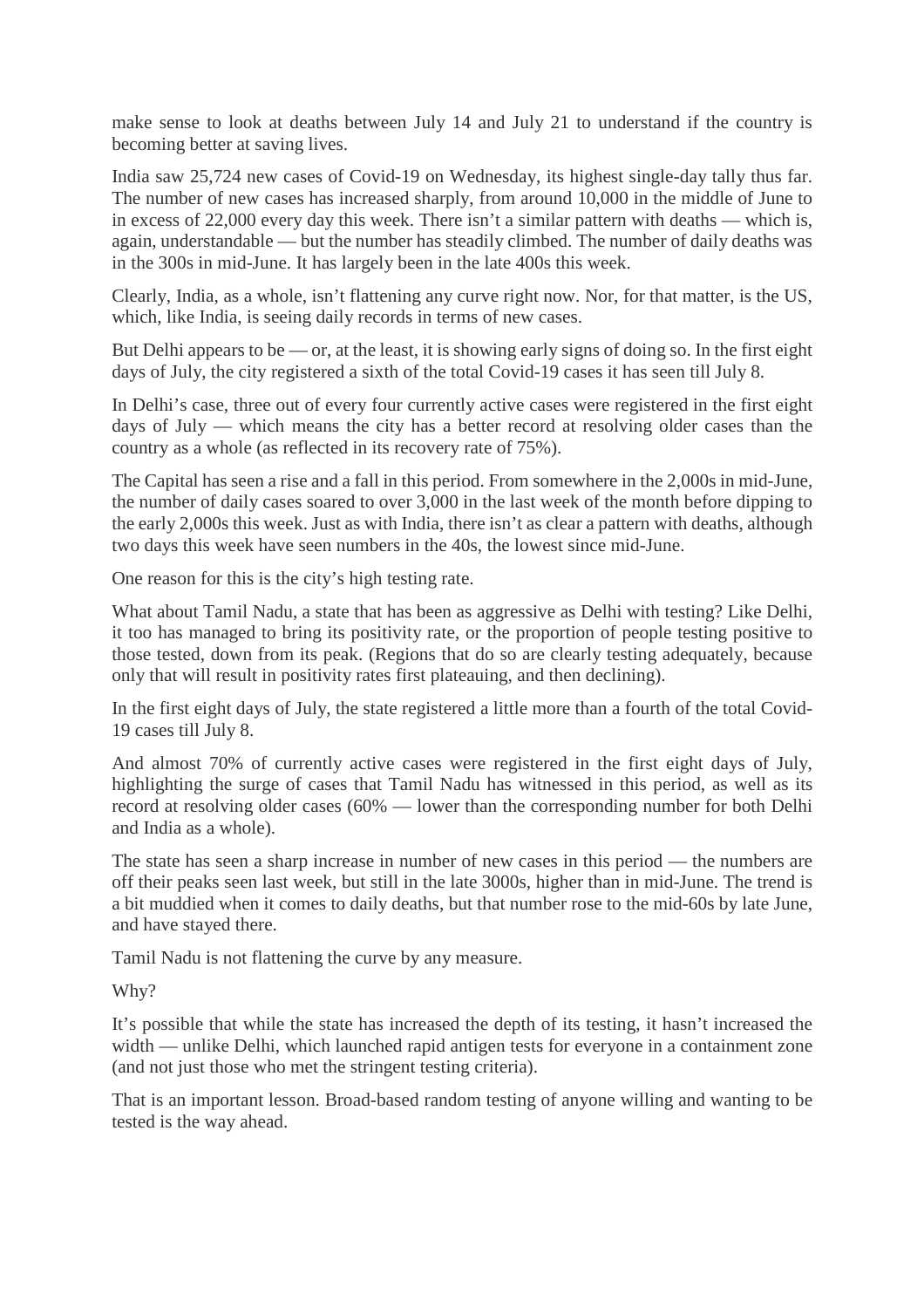make sense to look at deaths between July 14 and July 21 to understand if the country is becoming better at saving lives.

India saw 25,724 new cases of Covid-19 on Wednesday, its highest single-day tally thus far. The number of new cases has increased sharply, from around 10,000 in the middle of June to in excess of 22,000 every day this week. There isn't a similar pattern with deaths — which is, again, understandable — but the number has steadily climbed. The number of daily deaths was in the 300s in mid-June. It has largely been in the late 400s this week.

Clearly, India, as a whole, isn't flattening any curve right now. Nor, for that matter, is the US, which, like India, is seeing daily records in terms of new cases.

But Delhi appears to be — or, at the least, it is showing early signs of doing so. In the first eight days of July, the city registered a sixth of the total Covid-19 cases it has seen till July 8.

In Delhi's case, three out of every four currently active cases were registered in the first eight days of July — which means the city has a better record at resolving older cases than the country as a whole (as reflected in its recovery rate of 75%).

The Capital has seen a rise and a fall in this period. From somewhere in the 2,000s in mid-June, the number of daily cases soared to over 3,000 in the last week of the month before dipping to the early 2,000s this week. Just as with India, there isn't as clear a pattern with deaths, although two days this week have seen numbers in the 40s, the lowest since mid-June.

One reason for this is the city's high testing rate.

What about Tamil Nadu, a state that has been as aggressive as Delhi with testing? Like Delhi, it too has managed to bring its positivity rate, or the proportion of people testing positive to those tested, down from its peak. (Regions that do so are clearly testing adequately, because only that will result in positivity rates first plateauing, and then declining).

In the first eight days of July, the state registered a little more than a fourth of the total Covid-19 cases till July 8.

And almost 70% of currently active cases were registered in the first eight days of July, highlighting the surge of cases that Tamil Nadu has witnessed in this period, as well as its record at resolving older cases (60% — lower than the corresponding number for both Delhi and India as a whole).

The state has seen a sharp increase in number of new cases in this period — the numbers are off their peaks seen last week, but still in the late 3000s, higher than in mid-June. The trend is a bit muddied when it comes to daily deaths, but that number rose to the mid-60s by late June, and have stayed there.

Tamil Nadu is not flattening the curve by any measure.

Why?

It's possible that while the state has increased the depth of its testing, it hasn't increased the width — unlike Delhi, which launched rapid antigen tests for everyone in a containment zone (and not just those who met the stringent testing criteria).

That is an important lesson. Broad-based random testing of anyone willing and wanting to be tested is the way ahead.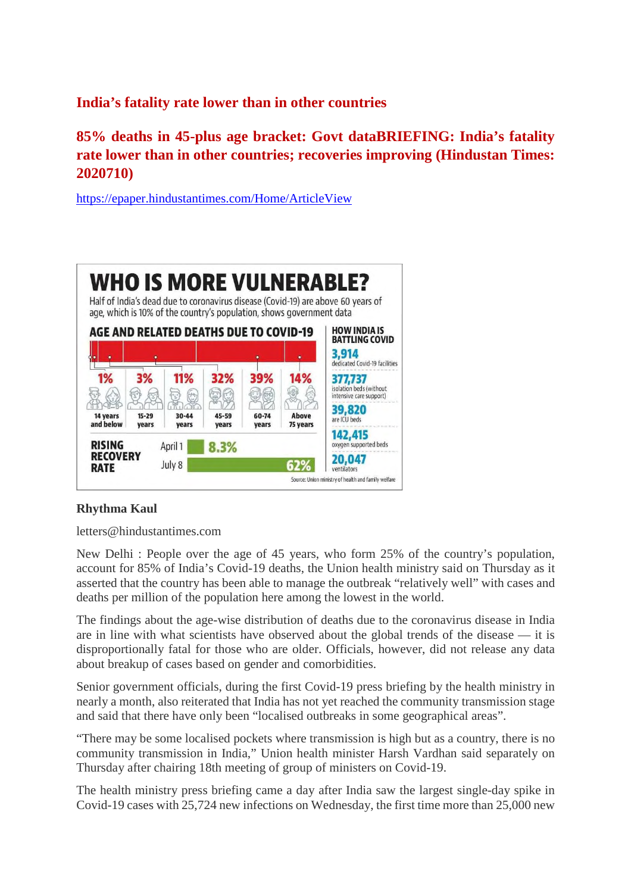## India's fatality rate lower than in other countries

## 85% deaths in 45-plus age bracket: Govt dataBRIEFING: India's fatality rate lower than in other countries; recoveries improving (Hindustan Times: 2020710)

https://epaper.hindustantimes.com/Home/ArticleView

# WHO IS MORE VULNERABLE?

Half of India's dead due to coronavirus disease (Covid-19) are above 60 years of age, which is 10% of the country's population, shows government data

**AGE AND RELATED DEATHS DUE TO COVID-19**

| 14 years and below | 15-29 years | 30-44 years | 45-59 years | 60-74 years | Above 75 years |
|---|---|---|---|---|---|
| 1% | 3% | 11% | 32% | 39% | 14% |

**RISING RECOVERY RATE**

| Date | Recovery rate |
|---|---|
| April 1 | 8.3% |
| July 8 | 62% |

**HOW INDIA IS BATTLING COVID**

- **3,914** dedicated Covid-19 facilities
- **377,737** isolation beds (without intensive care support)
- **39,820** are ICU beds
- **142,415** oxygen supported beds
- **20,047** ventilators

Source: Union ministry of health and family welfare

**Rhythma Kaul**

letters@hindustantimes.com

New Delhi : People over the age of 45 years, who form 25% of the country's population, account for 85% of India's Covid-19 deaths, the Union health ministry said on Thursday as it asserted that the country has been able to manage the outbreak "relatively well" with cases and deaths per million of the population here among the lowest in the world.

The findings about the age-wise distribution of deaths due to the coronavirus disease in India are in line with what scientists have observed about the global trends of the disease — it is disproportionally fatal for those who are older. Officials, however, did not release any data about breakup of cases based on gender and comorbidities.

Senior government officials, during the first Covid-19 press briefing by the health ministry in nearly a month, also reiterated that India has not yet reached the community transmission stage and said that there have only been "localised outbreaks in some geographical areas".

"There may be some localised pockets where transmission is high but as a country, there is no community transmission in India," Union health minister Harsh Vardhan said separately on Thursday after chairing 18th meeting of group of ministers on Covid-19.

The health ministry press briefing came a day after India saw the largest single-day spike in Covid-19 cases with 25,724 new infections on Wednesday, the first time more than 25,000 new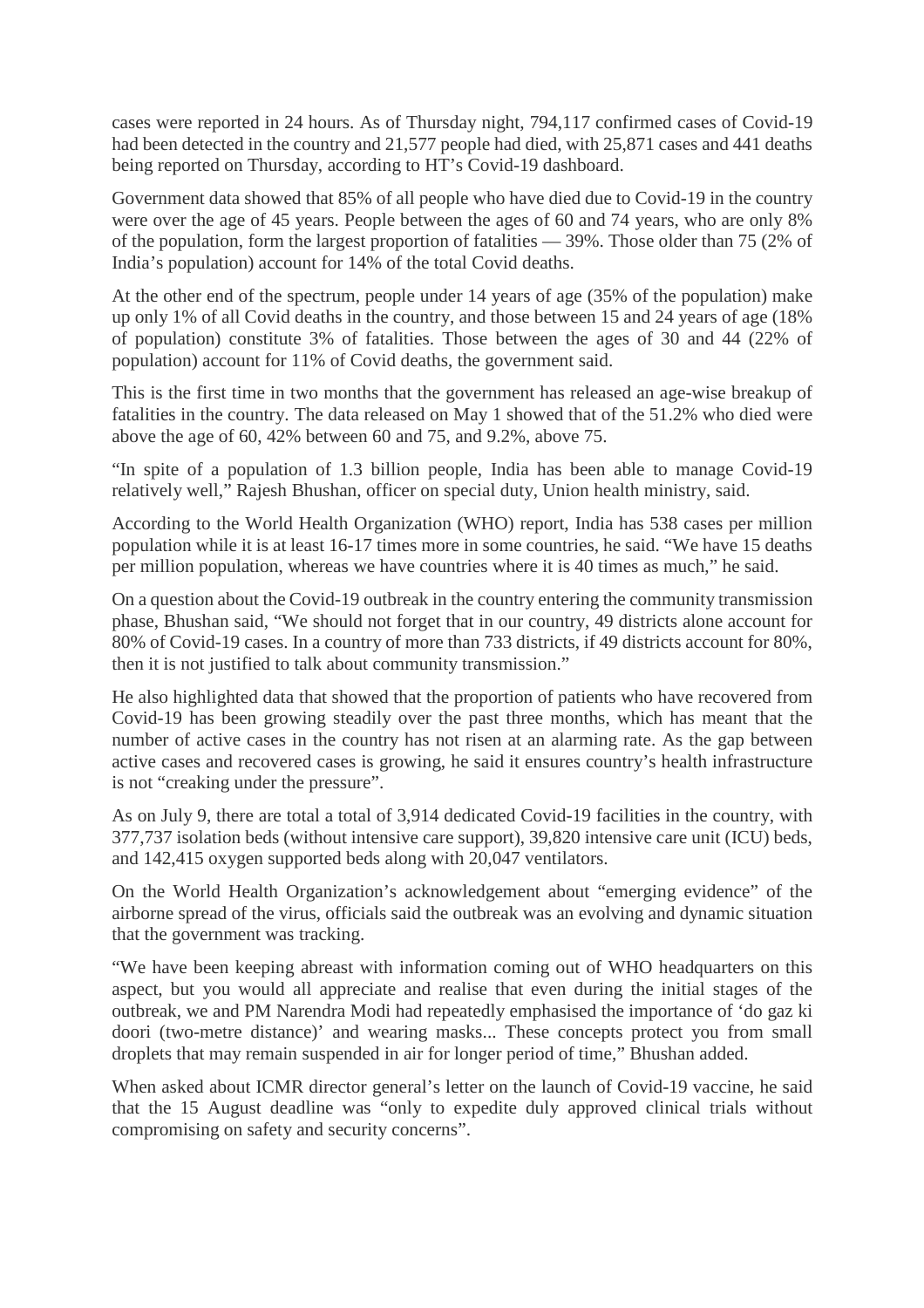cases were reported in 24 hours. As of Thursday night, 794,117 confirmed cases of Covid-19 had been detected in the country and 21,577 people had died, with 25,871 cases and 441 deaths being reported on Thursday, according to HT's Covid-19 dashboard.

Government data showed that 85% of all people who have died due to Covid-19 in the country were over the age of 45 years. People between the ages of 60 and 74 years, who are only 8% of the population, form the largest proportion of fatalities — 39%. Those older than 75 (2% of India's population) account for 14% of the total Covid deaths.

At the other end of the spectrum, people under 14 years of age (35% of the population) make up only 1% of all Covid deaths in the country, and those between 15 and 24 years of age (18% of population) constitute 3% of fatalities. Those between the ages of 30 and 44 (22% of population) account for 11% of Covid deaths, the government said.

This is the first time in two months that the government has released an age-wise breakup of fatalities in the country. The data released on May 1 showed that of the 51.2% who died were above the age of 60, 42% between 60 and 75, and 9.2%, above 75.

"In spite of a population of 1.3 billion people, India has been able to manage Covid-19 relatively well," Rajesh Bhushan, officer on special duty, Union health ministry, said.

According to the World Health Organization (WHO) report, India has 538 cases per million population while it is at least 16-17 times more in some countries, he said. "We have 15 deaths per million population, whereas we have countries where it is 40 times as much," he said.

On a question about the Covid-19 outbreak in the country entering the community transmission phase, Bhushan said, "We should not forget that in our country, 49 districts alone account for 80% of Covid-19 cases. In a country of more than 733 districts, if 49 districts account for 80%, then it is not justified to talk about community transmission."

He also highlighted data that showed that the proportion of patients who have recovered from Covid-19 has been growing steadily over the past three months, which has meant that the number of active cases in the country has not risen at an alarming rate. As the gap between active cases and recovered cases is growing, he said it ensures country's health infrastructure is not "creaking under the pressure".

As on July 9, there are total a total of 3,914 dedicated Covid-19 facilities in the country, with 377,737 isolation beds (without intensive care support), 39,820 intensive care unit (ICU) beds, and 142,415 oxygen supported beds along with 20,047 ventilators.

On the World Health Organization's acknowledgement about "emerging evidence" of the airborne spread of the virus, officials said the outbreak was an evolving and dynamic situation that the government was tracking.

"We have been keeping abreast with information coming out of WHO headquarters on this aspect, but you would all appreciate and realise that even during the initial stages of the outbreak, we and PM Narendra Modi had repeatedly emphasised the importance of 'do gaz ki doori (two-metre distance)' and wearing masks... These concepts protect you from small droplets that may remain suspended in air for longer period of time," Bhushan added.

When asked about ICMR director general's letter on the launch of Covid-19 vaccine, he said that the 15 August deadline was "only to expedite duly approved clinical trials without compromising on safety and security concerns".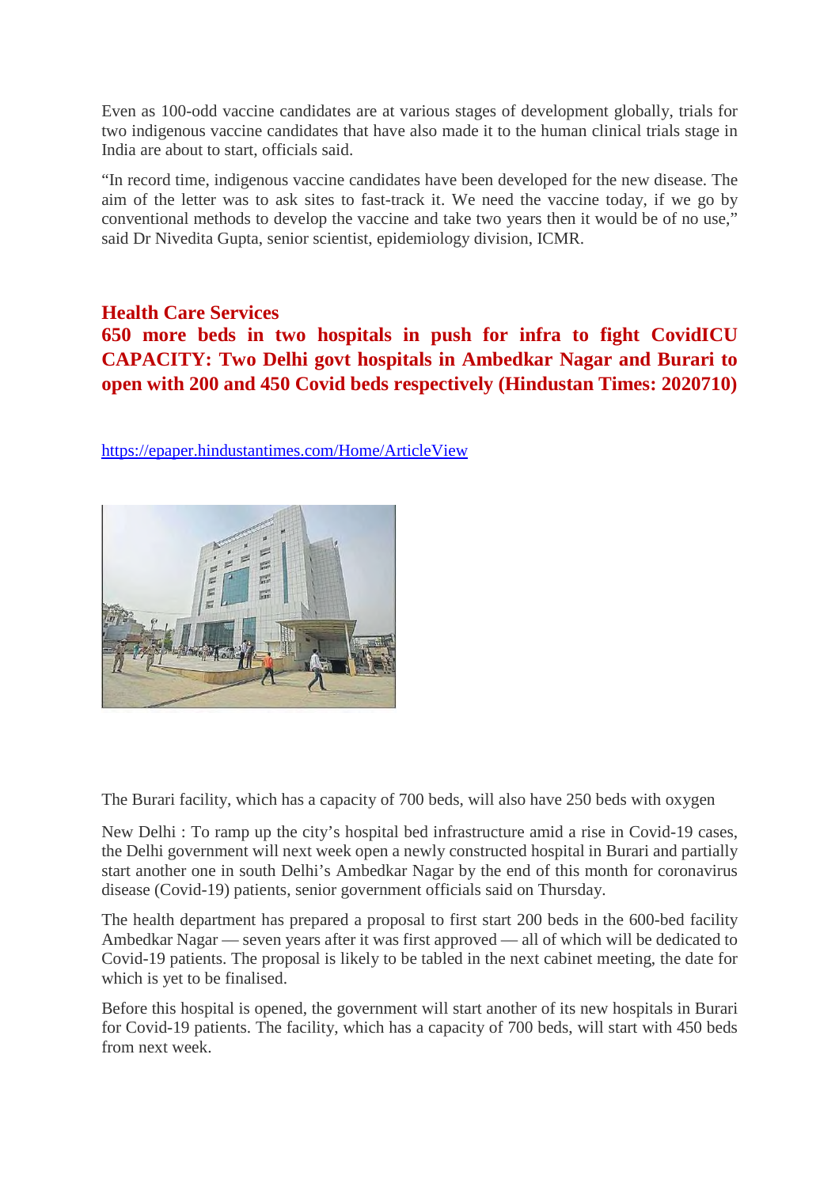Even as 100-odd vaccine candidates are at various stages of development globally, trials for two indigenous vaccine candidates that have also made it to the human clinical trials stage in India are about to start, officials said.

"In record time, indigenous vaccine candidates have been developed for the new disease. The aim of the letter was to ask sites to fast-track it. We need the vaccine today, if we go by conventional methods to develop the vaccine and take two years then it would be of no use," said Dr Nivedita Gupta, senior scientist, epidemiology division, ICMR.

## Health Care Services

## 650 more beds in two hospitals in push for infra to fight CovidICU CAPACITY: Two Delhi govt hospitals in Ambedkar Nagar and Burari to open with 200 and 450 Covid beds respectively (Hindustan Times: 2020710)

https://epaper.hindustantimes.com/Home/ArticleView

The Burari facility, which has a capacity of 700 beds, will also have 250 beds with oxygen

New Delhi : To ramp up the city's hospital bed infrastructure amid a rise in Covid-19 cases, the Delhi government will next week open a newly constructed hospital in Burari and partially start another one in south Delhi's Ambedkar Nagar by the end of this month for coronavirus disease (Covid-19) patients, senior government officials said on Thursday.

The health department has prepared a proposal to first start 200 beds in the 600-bed facility Ambedkar Nagar — seven years after it was first approved — all of which will be dedicated to Covid-19 patients. The proposal is likely to be tabled in the next cabinet meeting, the date for which is yet to be finalised.

Before this hospital is opened, the government will start another of its new hospitals in Burari for Covid-19 patients. The facility, which has a capacity of 700 beds, will start with 450 beds from next week.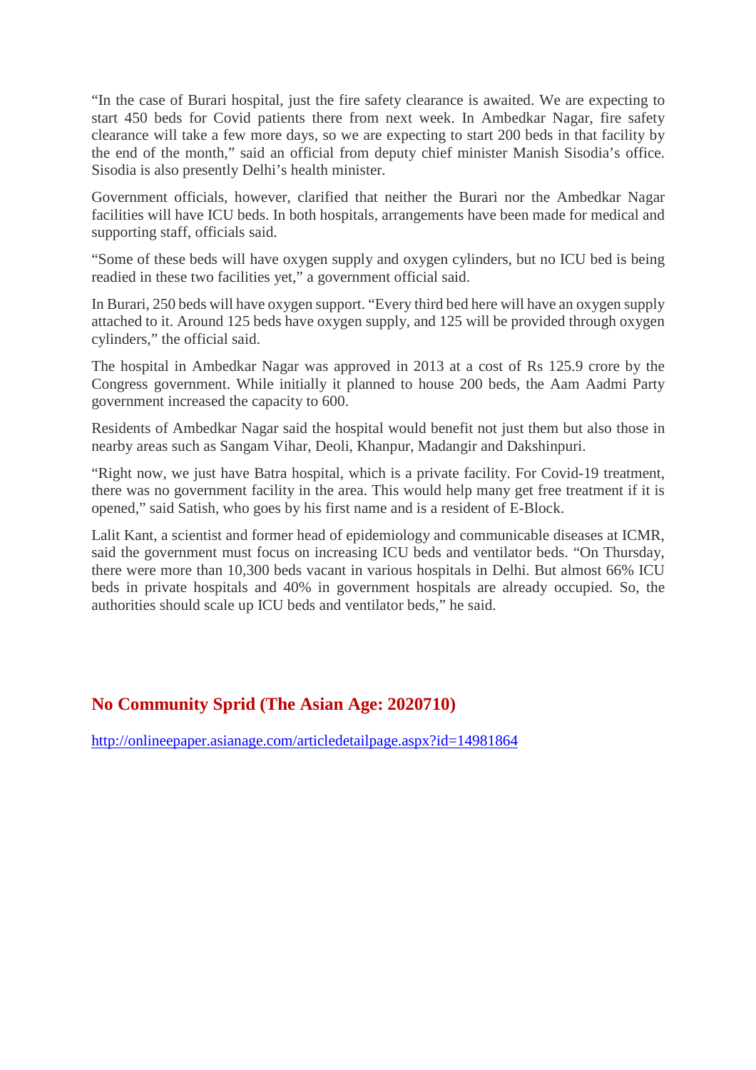"In the case of Burari hospital, just the fire safety clearance is awaited. We are expecting to start 450 beds for Covid patients there from next week. In Ambedkar Nagar, fire safety clearance will take a few more days, so we are expecting to start 200 beds in that facility by the end of the month," said an official from deputy chief minister Manish Sisodia's office. Sisodia is also presently Delhi's health minister.

Government officials, however, clarified that neither the Burari nor the Ambedkar Nagar facilities will have ICU beds. In both hospitals, arrangements have been made for medical and supporting staff, officials said.

"Some of these beds will have oxygen supply and oxygen cylinders, but no ICU bed is being readied in these two facilities yet," a government official said.

In Burari, 250 beds will have oxygen support. "Every third bed here will have an oxygen supply attached to it. Around 125 beds have oxygen supply, and 125 will be provided through oxygen cylinders," the official said.

The hospital in Ambedkar Nagar was approved in 2013 at a cost of Rs 125.9 crore by the Congress government. While initially it planned to house 200 beds, the Aam Aadmi Party government increased the capacity to 600.

Residents of Ambedkar Nagar said the hospital would benefit not just them but also those in nearby areas such as Sangam Vihar, Deoli, Khanpur, Madangir and Dakshinpuri.

"Right now, we just have Batra hospital, which is a private facility. For Covid-19 treatment, there was no government facility in the area. This would help many get free treatment if it is opened," said Satish, who goes by his first name and is a resident of E-Block.

Lalit Kant, a scientist and former head of epidemiology and communicable diseases at ICMR, said the government must focus on increasing ICU beds and ventilator beds. "On Thursday, there were more than 10,300 beds vacant in various hospitals in Delhi. But almost 66% ICU beds in private hospitals and 40% in government hospitals are already occupied. So, the authorities should scale up ICU beds and ventilator beds," he said.

## No Community Sprid (The Asian Age: 2020710)

http://onlineepaper.asianage.com/articledetailpage.aspx?id=14981864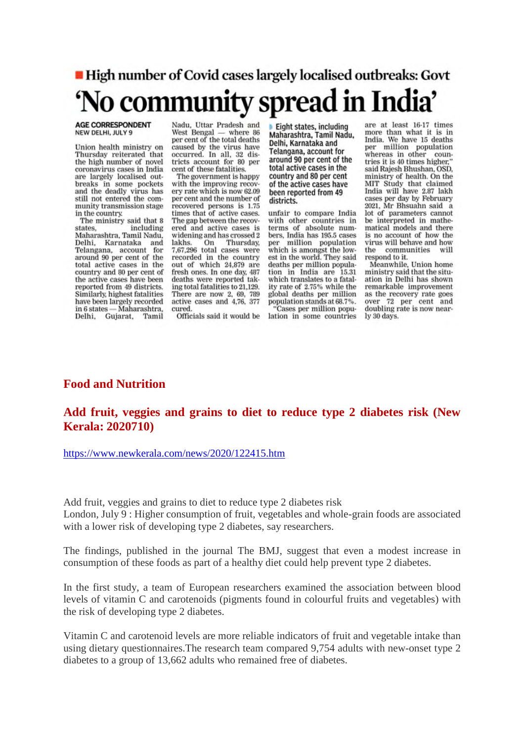■ High number of Covid cases largely localised outbreaks: Govt

# 'No community spread in India'

**AGE CORRESPONDENT**
NEW DELHI, JULY 9

Union health ministry on Thursday reiterated that the high number of novel coronavirus cases in India are largely localised outbreaks in some pockets and the deadly virus has still not entered the community transmission stage in the country.

The ministry said that 8 states, including Maharashtra, Tamil Nadu, Delhi, Karnataka and Telangana, account for around 90 per cent of the total active cases in the country and 80 per cent of the active cases have been reported from 49 districts. Similarly, highest fatalities have been largely recorded in 6 states — Maharashtra, Delhi, Gujarat, Tamil Nadu, Uttar Pradesh and West Bengal — where 86 per cent of the total deaths caused by the virus have occurred. In all, 32 districts account for 80 per cent of these fatalities.

The government is happy with the improving recovery rate which is now 62.09 per cent and the number of recovered persons is 1.75 times that of active cases. The gap between the recovered and active cases is widening and has crossed 2 lakhs. On Thursday, 7,67,296 total cases were recorded in the country out of which 24,879 are fresh ones. In one day, 487 deaths were reported taking total fatalities to 21,129. There are now 2, 69, 789 active cases and 4,76, 377 cured.

▸ Eight states, including Maharashtra, Tamil Nadu, Delhi, Karnataka and Telangana, account for around 90 per cent of the total active cases in the country and 80 per cent of the active cases have been reported from 49 districts.

Officials said it would be unfair to compare India with other countries in terms of absolute numbers, India has 195.5 cases per million population which is amongst the lowest in the world. They said deaths per million population in India are 15.31 which translates to a fatality rate of 2.75% while the global deaths per million population stands at 68.7%.

"Cases per million population in some countries are at least 16-17 times more than what it is in India. We have 15 deaths per million population whereas in other countries it is 40 times higher," said Rajesh Bhushan, OSD, ministry of health. On the MIT Study that claimed India will have 2.87 lakh cases per day by February 2021, Mr Bhsuahn said a lot of parameters cannot be interpreted in mathematical models and there is no account of how the virus will behave and how the communities will respond to it.

Meanwhile, Union home ministry said that the situation in Delhi has shown remarkable improvement as the recovery rate goes over 72 per cent and doubling rate is now nearly 30 days.

## Food and Nutrition

## Add fruit, veggies and grains to diet to reduce type 2 diabetes risk (New Kerala: 2020710)

https://www.newkerala.com/news/2020/122415.htm

Add fruit, veggies and grains to diet to reduce type 2 diabetes risk
London, July 9 : Higher consumption of fruit, vegetables and whole-grain foods are associated with a lower risk of developing type 2 diabetes, say researchers.

The findings, published in the journal The BMJ, suggest that even a modest increase in consumption of these foods as part of a healthy diet could help prevent type 2 diabetes.

In the first study, a team of European researchers examined the association between blood levels of vitamin C and carotenoids (pigments found in colourful fruits and vegetables) with the risk of developing type 2 diabetes.

Vitamin C and carotenoid levels are more reliable indicators of fruit and vegetable intake than using dietary questionnaires.The research team compared 9,754 adults with new-onset type 2 diabetes to a group of 13,662 adults who remained free of diabetes.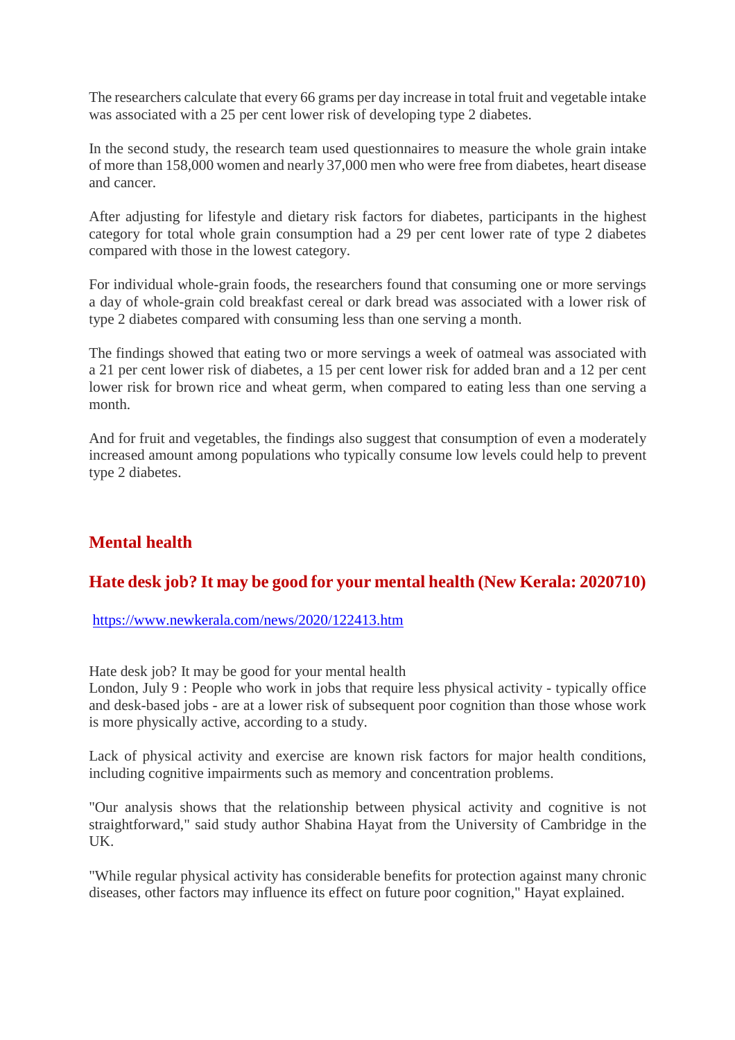The researchers calculate that every 66 grams per day increase in total fruit and vegetable intake was associated with a 25 per cent lower risk of developing type 2 diabetes.

In the second study, the research team used questionnaires to measure the whole grain intake of more than 158,000 women and nearly 37,000 men who were free from diabetes, heart disease and cancer.

After adjusting for lifestyle and dietary risk factors for diabetes, participants in the highest category for total whole grain consumption had a 29 per cent lower rate of type 2 diabetes compared with those in the lowest category.

For individual whole-grain foods, the researchers found that consuming one or more servings a day of whole-grain cold breakfast cereal or dark bread was associated with a lower risk of type 2 diabetes compared with consuming less than one serving a month.

The findings showed that eating two or more servings a week of oatmeal was associated with a 21 per cent lower risk of diabetes, a 15 per cent lower risk for added bran and a 12 per cent lower risk for brown rice and wheat germ, when compared to eating less than one serving a month.

And for fruit and vegetables, the findings also suggest that consumption of even a moderately increased amount among populations who typically consume low levels could help to prevent type 2 diabetes.

## Mental health

### Hate desk job? It may be good for your mental health (New Kerala: 2020710)

https://www.newkerala.com/news/2020/122413.htm

Hate desk job? It may be good for your mental health
London, July 9 : People who work in jobs that require less physical activity - typically office and desk-based jobs - are at a lower risk of subsequent poor cognition than those whose work is more physically active, according to a study.

Lack of physical activity and exercise are known risk factors for major health conditions, including cognitive impairments such as memory and concentration problems.

"Our analysis shows that the relationship between physical activity and cognitive is not straightforward," said study author Shabina Hayat from the University of Cambridge in the UK.

"While regular physical activity has considerable benefits for protection against many chronic diseases, other factors may influence its effect on future poor cognition," Hayat explained.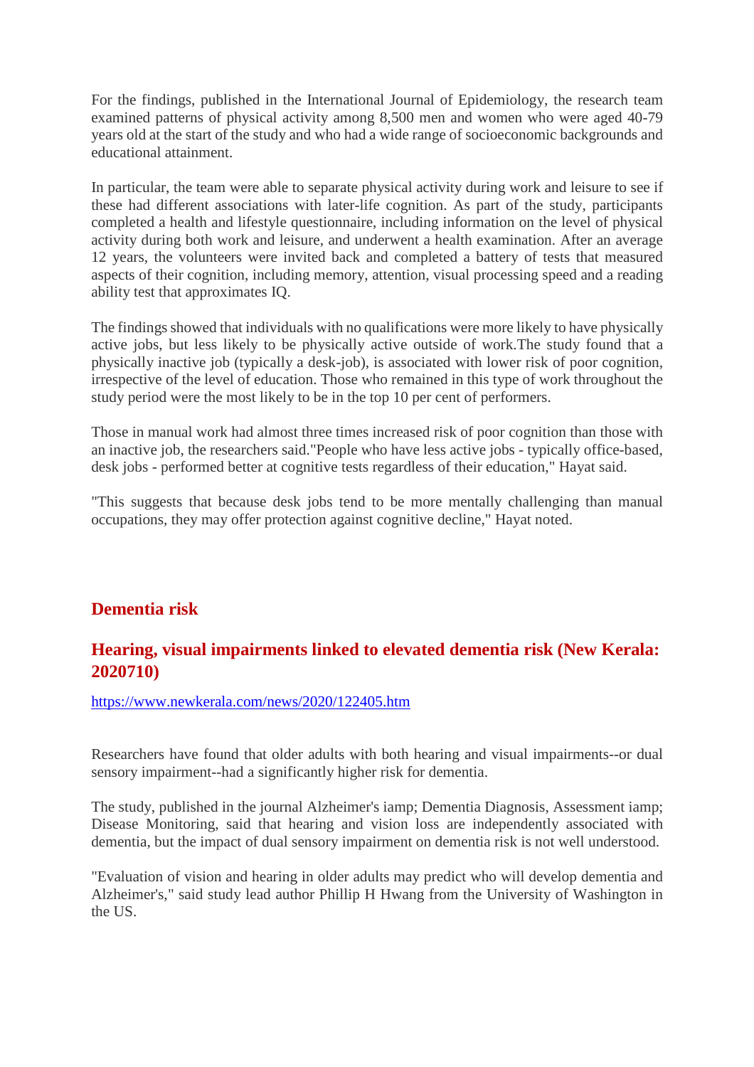For the findings, published in the International Journal of Epidemiology, the research team examined patterns of physical activity among 8,500 men and women who were aged 40-79 years old at the start of the study and who had a wide range of socioeconomic backgrounds and educational attainment.

In particular, the team were able to separate physical activity during work and leisure to see if these had different associations with later-life cognition. As part of the study, participants completed a health and lifestyle questionnaire, including information on the level of physical activity during both work and leisure, and underwent a health examination. After an average 12 years, the volunteers were invited back and completed a battery of tests that measured aspects of their cognition, including memory, attention, visual processing speed and a reading ability test that approximates IQ.

The findings showed that individuals with no qualifications were more likely to have physically active jobs, but less likely to be physically active outside of work.The study found that a physically inactive job (typically a desk-job), is associated with lower risk of poor cognition, irrespective of the level of education. Those who remained in this type of work throughout the study period were the most likely to be in the top 10 per cent of performers.

Those in manual work had almost three times increased risk of poor cognition than those with an inactive job, the researchers said."People who have less active jobs - typically office-based, desk jobs - performed better at cognitive tests regardless of their education," Hayat said.

"This suggests that because desk jobs tend to be more mentally challenging than manual occupations, they may offer protection against cognitive decline," Hayat noted.

## Dementia risk

### Hearing, visual impairments linked to elevated dementia risk (New Kerala: 2020710)

https://www.newkerala.com/news/2020/122405.htm

Researchers have found that older adults with both hearing and visual impairments--or dual sensory impairment--had a significantly higher risk for dementia.

The study, published in the journal Alzheimer's iamp; Dementia Diagnosis, Assessment iamp; Disease Monitoring, said that hearing and vision loss are independently associated with dementia, but the impact of dual sensory impairment on dementia risk is not well understood.

"Evaluation of vision and hearing in older adults may predict who will develop dementia and Alzheimer's," said study lead author Phillip H Hwang from the University of Washington in the US.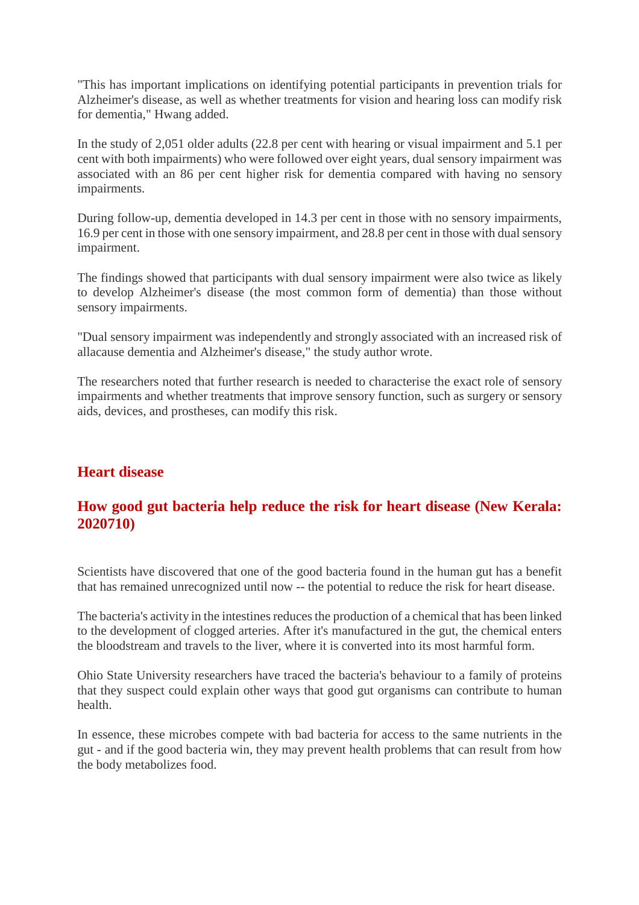"This has important implications on identifying potential participants in prevention trials for Alzheimer's disease, as well as whether treatments for vision and hearing loss can modify risk for dementia," Hwang added.

In the study of 2,051 older adults (22.8 per cent with hearing or visual impairment and 5.1 per cent with both impairments) who were followed over eight years, dual sensory impairment was associated with an 86 per cent higher risk for dementia compared with having no sensory impairments.

During follow-up, dementia developed in 14.3 per cent in those with no sensory impairments, 16.9 per cent in those with one sensory impairment, and 28.8 per cent in those with dual sensory impairment.

The findings showed that participants with dual sensory impairment were also twice as likely to develop Alzheimer's disease (the most common form of dementia) than those without sensory impairments.

"Dual sensory impairment was independently and strongly associated with an increased risk of allacause dementia and Alzheimer's disease," the study author wrote.

The researchers noted that further research is needed to characterise the exact role of sensory impairments and whether treatments that improve sensory function, such as surgery or sensory aids, devices, and prostheses, can modify this risk.

## Heart disease

### How good gut bacteria help reduce the risk for heart disease (New Kerala: 2020710)

Scientists have discovered that one of the good bacteria found in the human gut has a benefit that has remained unrecognized until now -- the potential to reduce the risk for heart disease.

The bacteria's activity in the intestines reduces the production of a chemical that has been linked to the development of clogged arteries. After it's manufactured in the gut, the chemical enters the bloodstream and travels to the liver, where it is converted into its most harmful form.

Ohio State University researchers have traced the bacteria's behaviour to a family of proteins that they suspect could explain other ways that good gut organisms can contribute to human health.

In essence, these microbes compete with bad bacteria for access to the same nutrients in the gut - and if the good bacteria win, they may prevent health problems that can result from how the body metabolizes food.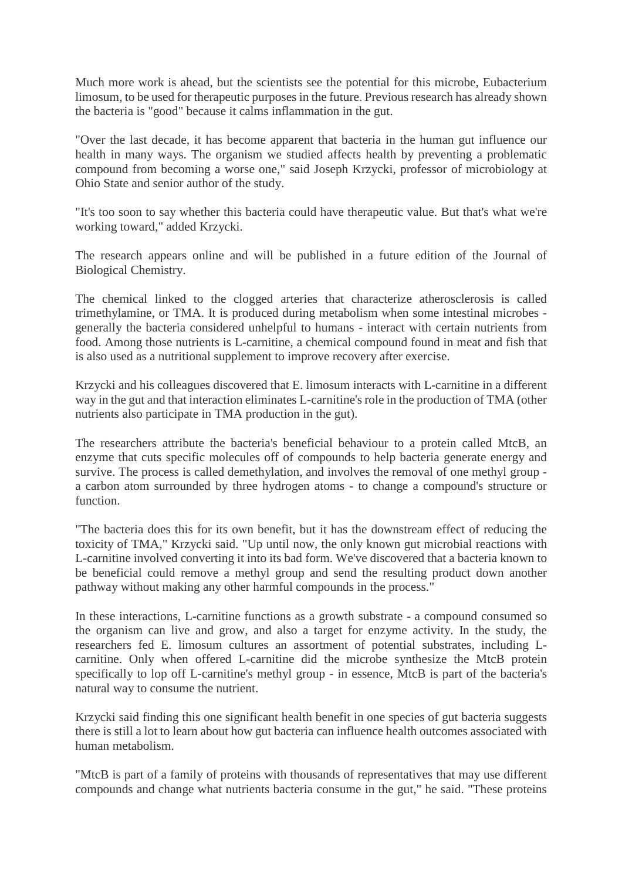Much more work is ahead, but the scientists see the potential for this microbe, Eubacterium limosum, to be used for therapeutic purposes in the future. Previous research has already shown the bacteria is "good" because it calms inflammation in the gut.

"Over the last decade, it has become apparent that bacteria in the human gut influence our health in many ways. The organism we studied affects health by preventing a problematic compound from becoming a worse one," said Joseph Krzycki, professor of microbiology at Ohio State and senior author of the study.

"It's too soon to say whether this bacteria could have therapeutic value. But that's what we're working toward," added Krzycki.

The research appears online and will be published in a future edition of the Journal of Biological Chemistry.

The chemical linked to the clogged arteries that characterize atherosclerosis is called trimethylamine, or TMA. It is produced during metabolism when some intestinal microbes - generally the bacteria considered unhelpful to humans - interact with certain nutrients from food. Among those nutrients is L-carnitine, a chemical compound found in meat and fish that is also used as a nutritional supplement to improve recovery after exercise.

Krzycki and his colleagues discovered that E. limosum interacts with L-carnitine in a different way in the gut and that interaction eliminates L-carnitine's role in the production of TMA (other nutrients also participate in TMA production in the gut).

The researchers attribute the bacteria's beneficial behaviour to a protein called MtcB, an enzyme that cuts specific molecules off of compounds to help bacteria generate energy and survive. The process is called demethylation, and involves the removal of one methyl group - a carbon atom surrounded by three hydrogen atoms - to change a compound's structure or function.

"The bacteria does this for its own benefit, but it has the downstream effect of reducing the toxicity of TMA," Krzycki said. "Up until now, the only known gut microbial reactions with L-carnitine involved converting it into its bad form. We've discovered that a bacteria known to be beneficial could remove a methyl group and send the resulting product down another pathway without making any other harmful compounds in the process."

In these interactions, L-carnitine functions as a growth substrate - a compound consumed so the organism can live and grow, and also a target for enzyme activity. In the study, the researchers fed E. limosum cultures an assortment of potential substrates, including L-carnitine. Only when offered L-carnitine did the microbe synthesize the MtcB protein specifically to lop off L-carnitine's methyl group - in essence, MtcB is part of the bacteria's natural way to consume the nutrient.

Krzycki said finding this one significant health benefit in one species of gut bacteria suggests there is still a lot to learn about how gut bacteria can influence health outcomes associated with human metabolism.

"MtcB is part of a family of proteins with thousands of representatives that may use different compounds and change what nutrients bacteria consume in the gut," he said. "These proteins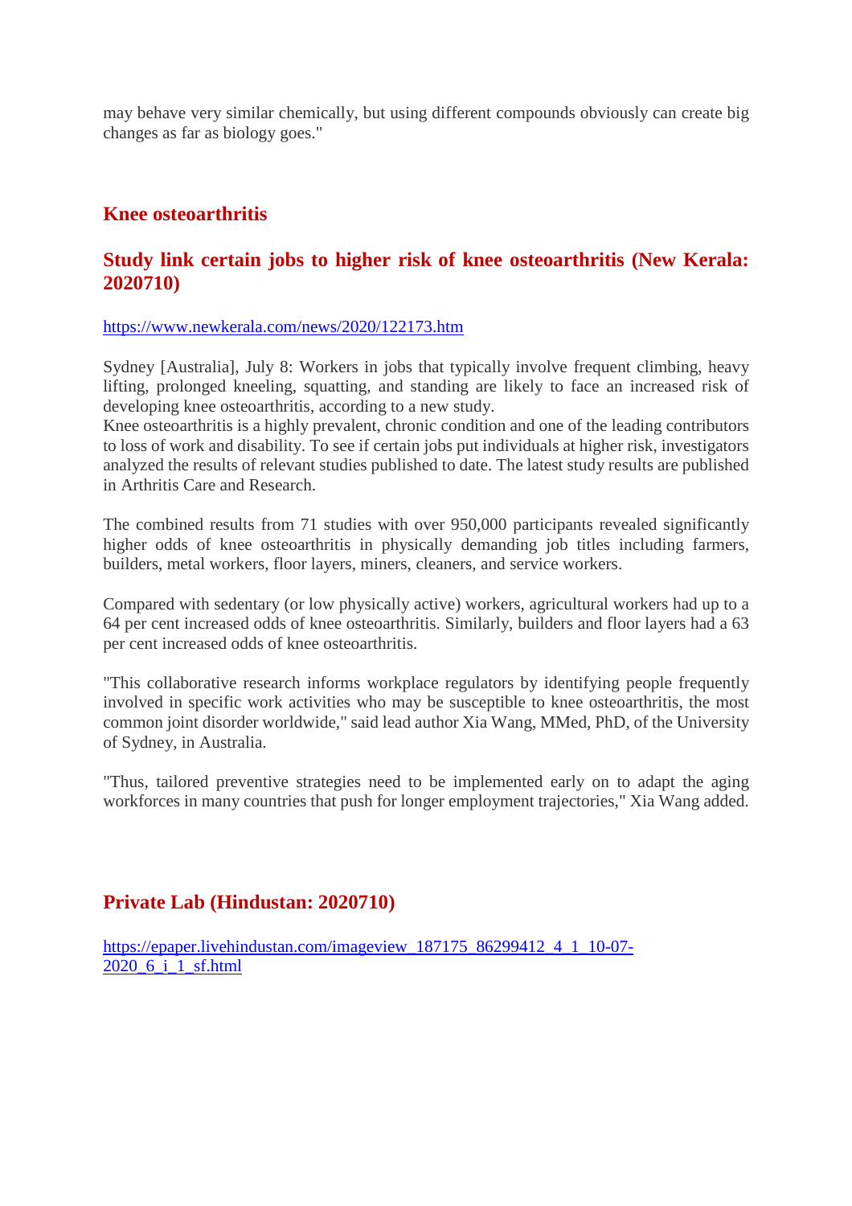may behave very similar chemically, but using different compounds obviously can create big changes as far as biology goes."

## Knee osteoarthritis

## Study link certain jobs to higher risk of knee osteoarthritis (New Kerala: 2020710)

https://www.newkerala.com/news/2020/122173.htm

Sydney [Australia], July 8: Workers in jobs that typically involve frequent climbing, heavy lifting, prolonged kneeling, squatting, and standing are likely to face an increased risk of developing knee osteoarthritis, according to a new study.
Knee osteoarthritis is a highly prevalent, chronic condition and one of the leading contributors to loss of work and disability. To see if certain jobs put individuals at higher risk, investigators analyzed the results of relevant studies published to date. The latest study results are published in Arthritis Care and Research.

The combined results from 71 studies with over 950,000 participants revealed significantly higher odds of knee osteoarthritis in physically demanding job titles including farmers, builders, metal workers, floor layers, miners, cleaners, and service workers.

Compared with sedentary (or low physically active) workers, agricultural workers had up to a 64 per cent increased odds of knee osteoarthritis. Similarly, builders and floor layers had a 63 per cent increased odds of knee osteoarthritis.

"This collaborative research informs workplace regulators by identifying people frequently involved in specific work activities who may be susceptible to knee osteoarthritis, the most common joint disorder worldwide," said lead author Xia Wang, MMed, PhD, of the University of Sydney, in Australia.

"Thus, tailored preventive strategies need to be implemented early on to adapt the aging workforces in many countries that push for longer employment trajectories," Xia Wang added.

## Private Lab (Hindustan: 2020710)

https://epaper.livehindustan.com/imageview_187175_86299412_4_1_10-07-2020_6_i_1_sf.html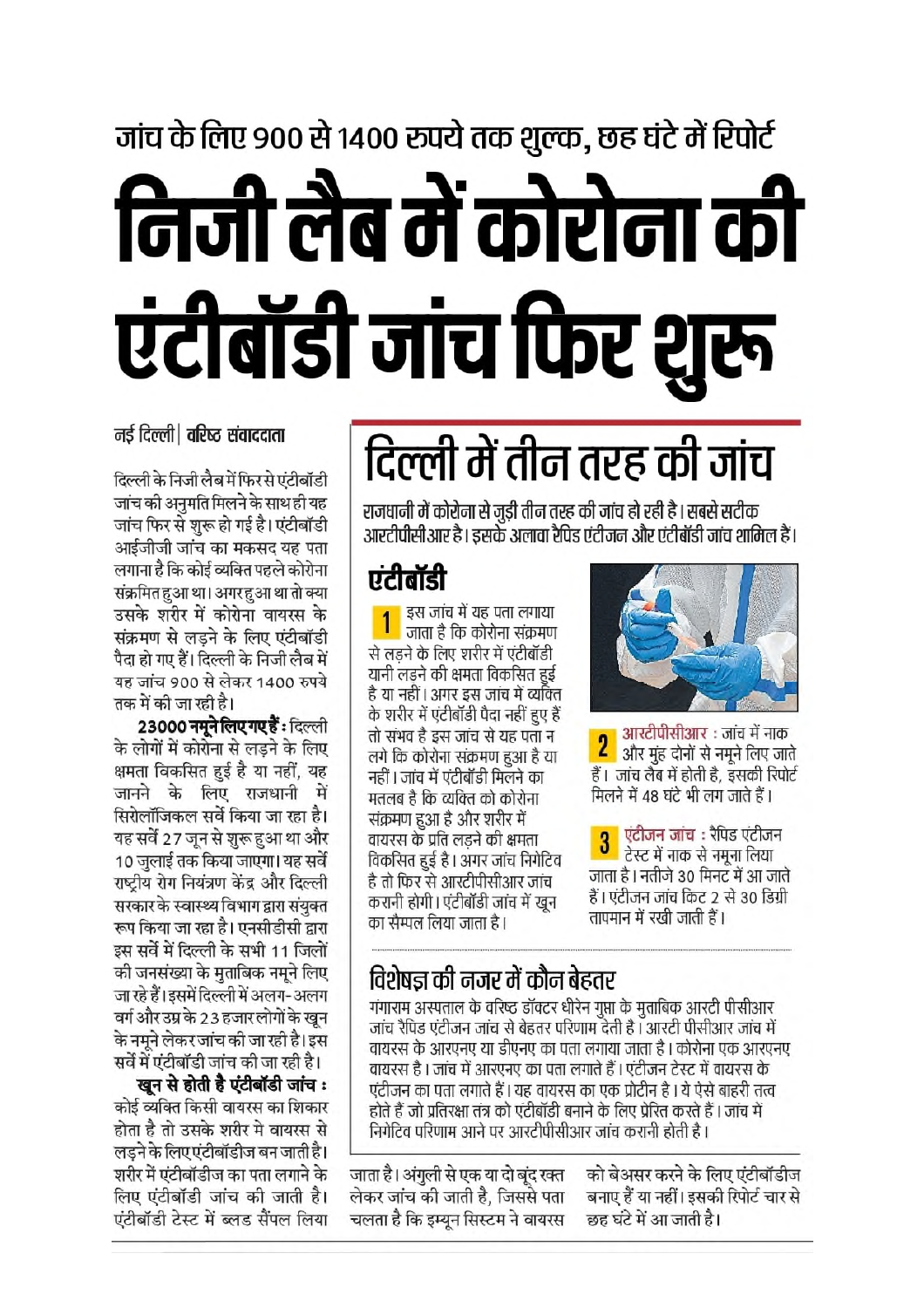जांच के लिए 900 से 1400 रुपये तक शुल्क, छह घंटे में रिपोर्ट

# निजी लैब में कोरोना की एंटीबॉडी जांच फिर शुरू

नई दिल्ली | **वरिष्ठ संवाददाता**

दिल्ली के निजी लैब में फिर से एंटीबॉडी जांच की अनुमति मिलने के साथ ही यह जांच फिर से शुरू हो गई है। एंटीबॉडी आईजीजी जांच का मकसद यह पता लगाना है कि कोई व्यक्ति पहले कोरोना संक्रमित हुआ था। अगर हुआ था तो क्या उसके शरीर में कोरोना वायरस के संक्रमण से लड़ने के लिए एंटीबॉडी पैदा हो गए हैं। दिल्ली के निजी लैब में यह जांच 900 से लेकर 1400 रुपये तक में की जा रही है।

**23000 नमूने लिए गए हैं :** दिल्ली के लोगों में कोरोना से लड़ने के लिए क्षमता विकसित हुई है या नहीं, यह जानने के लिए राजधानी में सिरोलॉजिकल सर्वे किया जा रहा है। यह सर्वे 27 जून से शुरू हुआ था और 10 जुलाई तक किया जाएगा। यह सर्वे राष्ट्रीय रोग नियंत्रण केंद्र और दिल्ली सरकार के स्वास्थ्य विभाग द्वारा संयुक्त रूप किया जा रहा है। एनसीडीसी द्वारा इस सर्वे में दिल्ली के सभी 11 जिलों की जनसंख्या के मुताबिक नमूने लिए जा रहे हैं। इसमें दिल्ली में अलग-अलग वर्ग और उम्र के 23 हजार लोगों के खून के नमूने लेकर जांच की जा रही है। इस सर्वे में एंटीबॉडी जांच की जा रही है।

**खून से होती है एंटीबॉडी जांच :** कोई व्यक्ति किसी वायरस का शिकार होता है तो उसके शरीर में वायरस से लड़ने के लिए एंटीबॉडीज बन जाती है। शरीर में एंटीबॉडीज का पता लगाने के लिए एंटीबॉडी जांच की जाती है। एंटीबॉडी टेस्ट में ब्लड सैंपल लिया जाता है। अंगुली से एक या दो बूंद रक्त लेकर जांच की जाती है, जिससे पता चलता है कि इम्यून सिस्टम ने वायरस को बेअसर करने के लिए एंटीबॉडीज बनाए हैं या नहीं। इसकी रिपोर्ट चार से छह घंटे में आ जाती है।

## दिल्ली में तीन तरह की जांच

**राजधानी में कोरोना से जुड़ी तीन तरह की जांच हो रही है। सबसे सटीक आरटीपीसीआर है। इसके अलावा रैपिड एंटीजन और एंटीबॉडी जांच शामिल हैं।**

### एंटीबॉडी

**1** इस जांच में यह पता लगाया जाता है कि कोरोना संक्रमण से लड़ने के लिए शरीर में एंटीबॉडी यानी लड़ने की क्षमता विकसित हुई है या नहीं। अगर इस जांच में व्यक्ति के शरीर में एंटीबॉडी पैदा नहीं हुए हैं तो संभव है इस जांच से यह पता न लगे कि कोरोना संक्रमण हुआ है या नहीं। जांच में एंटीबॉडी मिलने का मतलब है कि व्यक्ति को कोरोना संक्रमण हुआ है और शरीर में वायरस के प्रति लड़ने की क्षमता विकसित हुई है। अगर जांच निगेटिव है तो फिर से आरटीपीसीआर जांच करानी होगी। एंटीबॉडी जांच में खून का सैम्पल लिया जाता है।

**2** **आरटीपीसीआर :** जांच में नाक और मुंह दोनों से नमूने लिए जाते हैं। जांच लैब में होती है, इसकी रिपोर्ट मिलने में 48 घंटे भी लग जाते हैं।

**3** **एंटीजन जांच :** रैपिड एंटीजन टेस्ट में नाक से नमूना लिया जाता है। नतीजे 30 मिनट में आ जाते हैं। एंटीजन जांच किट 2 से 30 डिग्री तापमान में रखी जाती हैं।

### विशेषज्ञ की नजर में कौन बेहतर

गंगाराम अस्पताल के वरिष्ठ डॉक्टर धीरेन गुप्ता के मुताबिक आरटी पीसीआर जांच रैपिड एंटीजन जांच से बेहतर परिणाम देती है। आरटी पीसीआर जांच में वायरस के आरएनए या डीएनए का पता लगाया जाता है। कोरोना एक आरएनए वायरस है। जांच में आरएनए का पता लगाते हैं। एंटीजन टेस्ट में वायरस के एंटीजन का पता लगाते हैं। यह वायरस का एक प्रोटीन है। ये ऐसे बाहरी तत्व होते हैं जो प्रतिरक्षा तंत्र को एंटीबॉडी बनाने के लिए प्रेरित करते हैं। जांच में निगेटिव परिणाम आने पर आरटीपीसीआर जांच करानी होती है।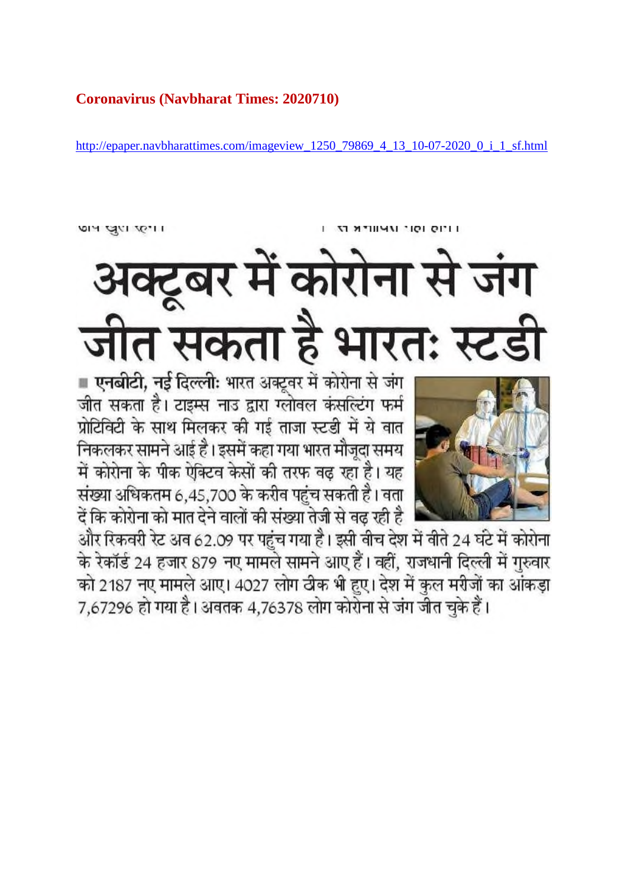**Coronavirus (Navbharat Times: 2020710)**

http://epaper.navbharattimes.com/imageview_1250_79869_4_13_10-07-2020_0_i_1_sf.html

# अक्टूबर में कोरोना से जंग जीत सकता है भारतः स्टडी

■ **एनबीटी, नई दिल्ली:** भारत अक्टूबर में कोरोना से जंग जीत सकता है। टाइम्स नाउ द्वारा ग्लोबल कंसल्टिंग फर्म प्रोटिविटी के साथ मिलकर की गई ताजा स्टडी में ये बात निकलकर सामने आई है। इसमें कहा गया भारत मौजूदा समय में कोरोना के पीक ऐक्टिव केसों की तरफ बढ़ रहा है। यह संख्या अधिकतम 6,45,700 के करीब पहुंच सकती है। बता दें कि कोरोना को मात देने वालों की संख्या तेजी से बढ़ रही है और रिकवरी रेट अब 62.09 पर पहुंच गया है। इसी बीच देश में बीते 24 घंटे में कोरोना के रेकॉर्ड 24 हजार 879 नए मामले सामने आए हैं। वहीं, राजधानी दिल्ली में गुरुवार को 2187 नए मामले आए। 4027 लोग ठीक भी हुए। देश में कुल मरीजों का आंकड़ा 7,67296 हो गया है। अबतक 4,76378 लोग कोरोना से जंग जीत चुके हैं।